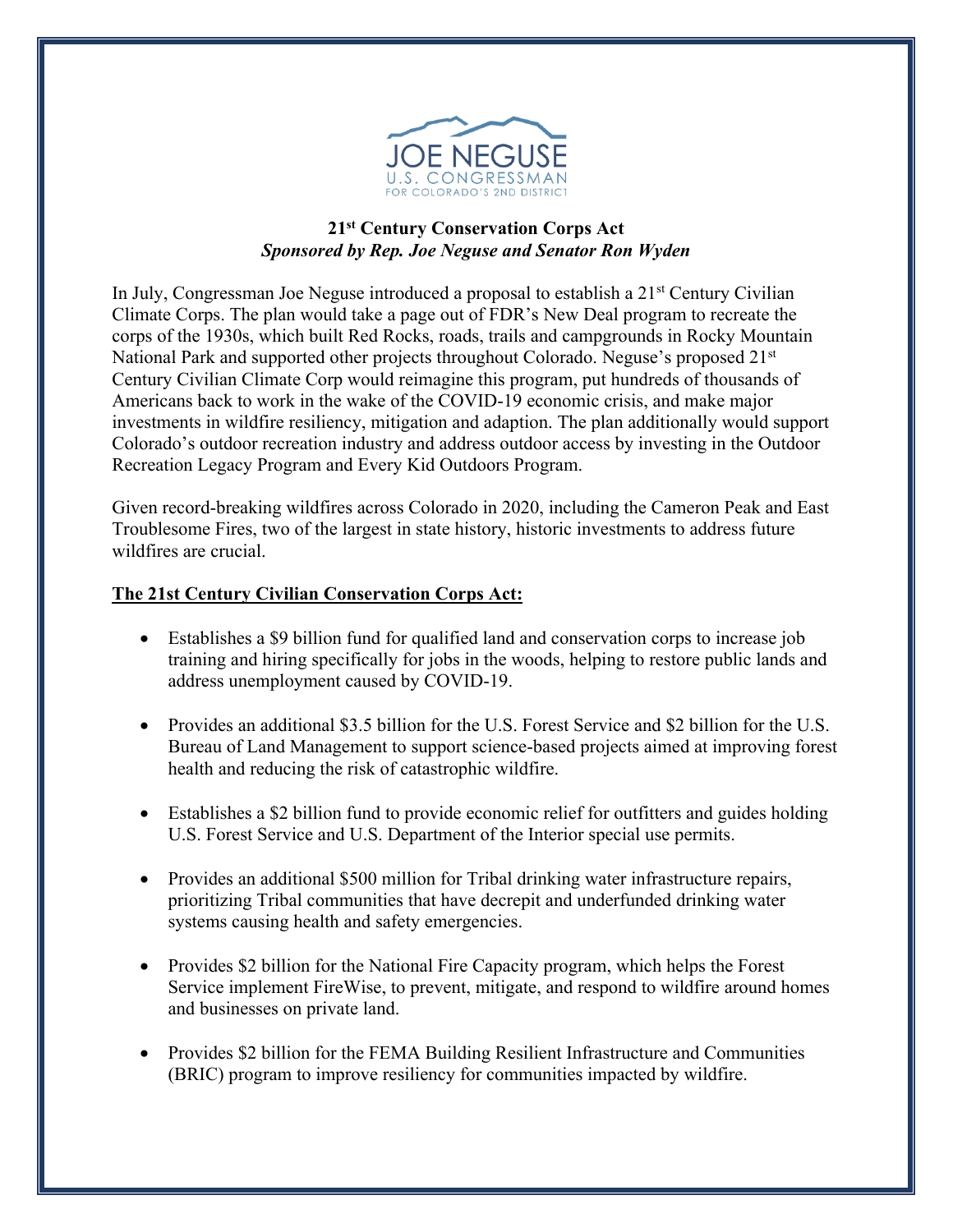JOE NEGUSE
U.S. CONGRESSMAN
FOR COLORADO'S 2ND DISTRICT

**21st Century Conservation Corps Act**
***Sponsored by Rep. Joe Neguse and Senator Ron Wyden***

In July, Congressman Joe Neguse introduced a proposal to establish a 21st Century Civilian Climate Corps. The plan would take a page out of FDR's New Deal program to recreate the corps of the 1930s, which built Red Rocks, roads, trails and campgrounds in Rocky Mountain National Park and supported other projects throughout Colorado. Neguse's proposed 21st Century Civilian Climate Corp would reimagine this program, put hundreds of thousands of Americans back to work in the wake of the COVID-19 economic crisis, and make major investments in wildfire resiliency, mitigation and adaption. The plan additionally would support Colorado's outdoor recreation industry and address outdoor access by investing in the Outdoor Recreation Legacy Program and Every Kid Outdoors Program.

Given record-breaking wildfires across Colorado in 2020, including the Cameron Peak and East Troublesome Fires, two of the largest in state history, historic investments to address future wildfires are crucial.

**The 21st Century Civilian Conservation Corps Act:**

- Establishes a $9 billion fund for qualified land and conservation corps to increase job training and hiring specifically for jobs in the woods, helping to restore public lands and address unemployment caused by COVID-19.
- Provides an additional $3.5 billion for the U.S. Forest Service and $2 billion for the U.S. Bureau of Land Management to support science-based projects aimed at improving forest health and reducing the risk of catastrophic wildfire.
- Establishes a $2 billion fund to provide economic relief for outfitters and guides holding U.S. Forest Service and U.S. Department of the Interior special use permits.
- Provides an additional $500 million for Tribal drinking water infrastructure repairs, prioritizing Tribal communities that have decrepit and underfunded drinking water systems causing health and safety emergencies.
- Provides $2 billion for the National Fire Capacity program, which helps the Forest Service implement FireWise, to prevent, mitigate, and respond to wildfire around homes and businesses on private land.
- Provides $2 billion for the FEMA Building Resilient Infrastructure and Communities (BRIC) program to improve resiliency for communities impacted by wildfire.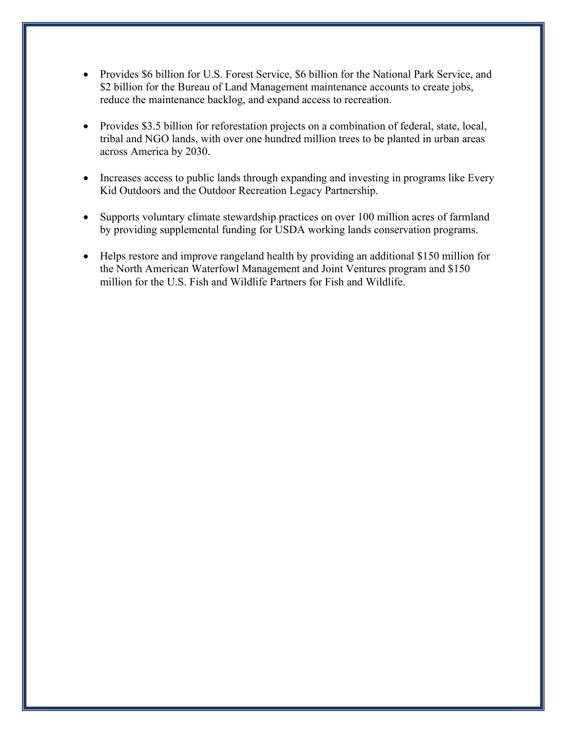- Provides $6 billion for U.S. Forest Service, $6 billion for the National Park Service, and $2 billion for the Bureau of Land Management maintenance accounts to create jobs, reduce the maintenance backlog, and expand access to recreation.

- Provides $3.5 billion for reforestation projects on a combination of federal, state, local, tribal and NGO lands, with over one hundred million trees to be planted in urban areas across America by 2030.

- Increases access to public lands through expanding and investing in programs like Every Kid Outdoors and the Outdoor Recreation Legacy Partnership.

- Supports voluntary climate stewardship practices on over 100 million acres of farmland by providing supplemental funding for USDA working lands conservation programs.

- Helps restore and improve rangeland health by providing an additional $150 million for the North American Waterfowl Management and Joint Ventures program and $150 million for the U.S. Fish and Wildlife Partners for Fish and Wildlife.